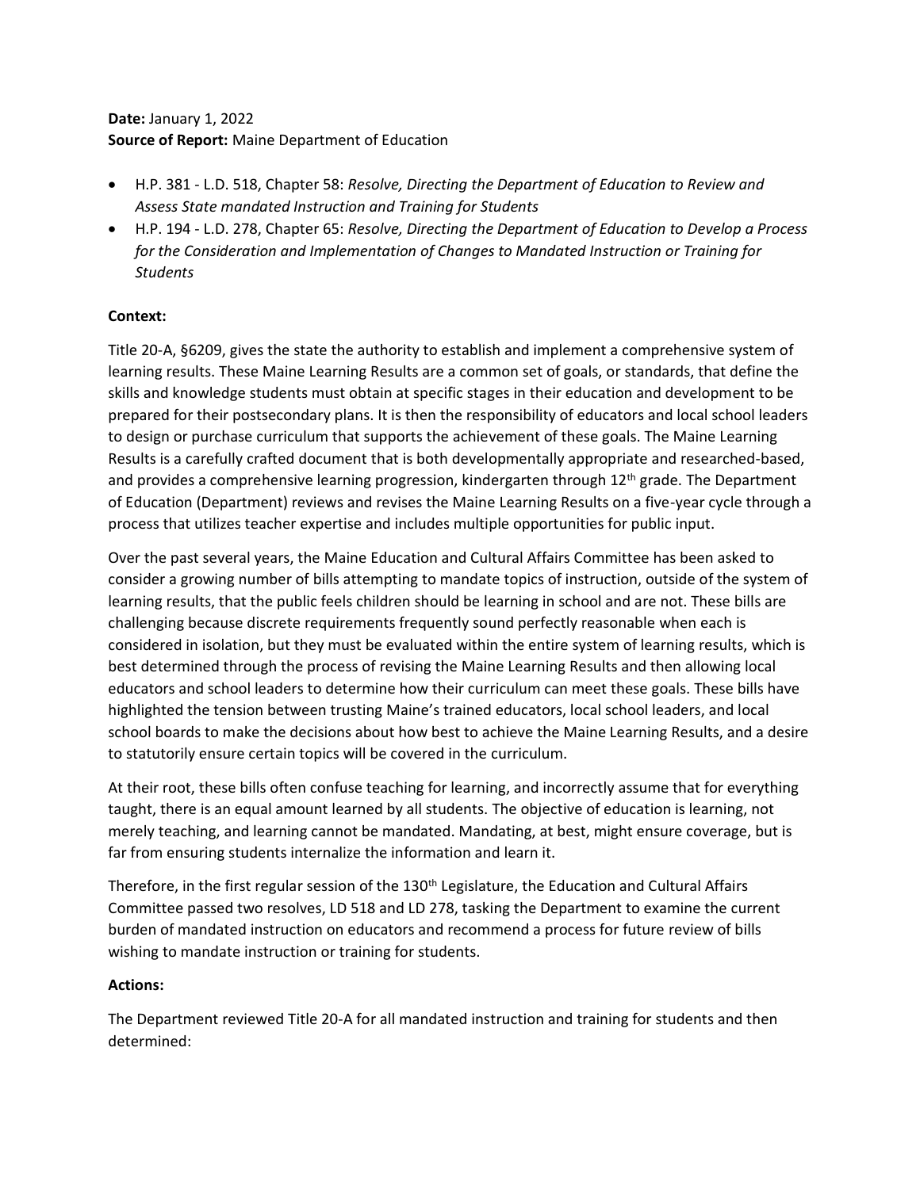**Date:** January 1, 2022
**Source of Report:** Maine Department of Education

- H.P. 381 - L.D. 518, Chapter 58: *Resolve, Directing the Department of Education to Review and Assess State mandated Instruction and Training for Students*
- H.P. 194 - L.D. 278, Chapter 65: *Resolve, Directing the Department of Education to Develop a Process for the Consideration and Implementation of Changes to Mandated Instruction or Training for Students*

**Context:**

Title 20-A, §6209, gives the state the authority to establish and implement a comprehensive system of learning results. These Maine Learning Results are a common set of goals, or standards, that define the skills and knowledge students must obtain at specific stages in their education and development to be prepared for their postsecondary plans. It is then the responsibility of educators and local school leaders to design or purchase curriculum that supports the achievement of these goals. The Maine Learning Results is a carefully crafted document that is both developmentally appropriate and researched-based, and provides a comprehensive learning progression, kindergarten through 12th grade. The Department of Education (Department) reviews and revises the Maine Learning Results on a five-year cycle through a process that utilizes teacher expertise and includes multiple opportunities for public input.

Over the past several years, the Maine Education and Cultural Affairs Committee has been asked to consider a growing number of bills attempting to mandate topics of instruction, outside of the system of learning results, that the public feels children should be learning in school and are not. These bills are challenging because discrete requirements frequently sound perfectly reasonable when each is considered in isolation, but they must be evaluated within the entire system of learning results, which is best determined through the process of revising the Maine Learning Results and then allowing local educators and school leaders to determine how their curriculum can meet these goals. These bills have highlighted the tension between trusting Maine's trained educators, local school leaders, and local school boards to make the decisions about how best to achieve the Maine Learning Results, and a desire to statutorily ensure certain topics will be covered in the curriculum.

At their root, these bills often confuse teaching for learning, and incorrectly assume that for everything taught, there is an equal amount learned by all students. The objective of education is learning, not merely teaching, and learning cannot be mandated. Mandating, at best, might ensure coverage, but is far from ensuring students internalize the information and learn it.

Therefore, in the first regular session of the 130th Legislature, the Education and Cultural Affairs Committee passed two resolves, LD 518 and LD 278, tasking the Department to examine the current burden of mandated instruction on educators and recommend a process for future review of bills wishing to mandate instruction or training for students.

**Actions:**

The Department reviewed Title 20-A for all mandated instruction and training for students and then determined: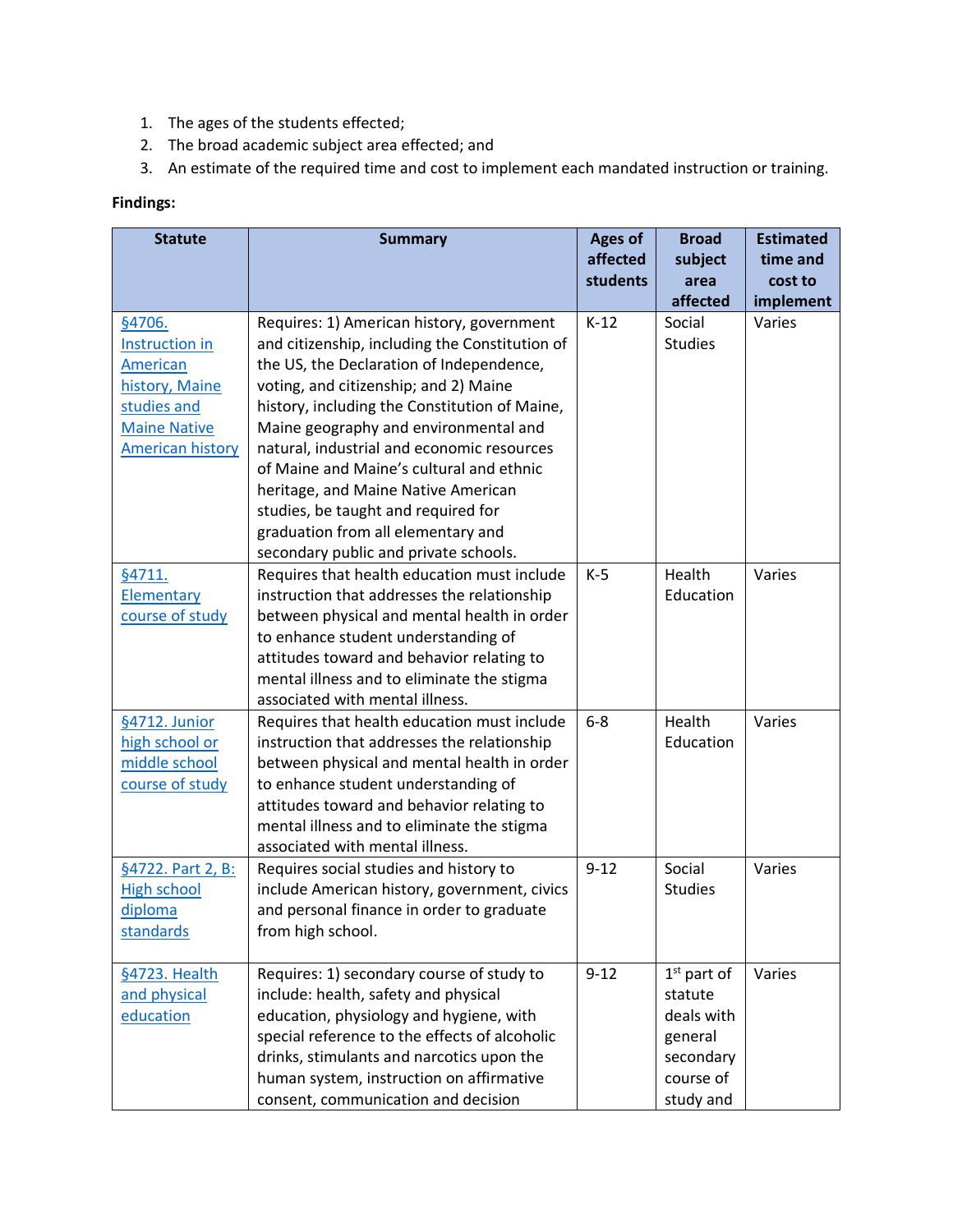1. The ages of the students effected;
2. The broad academic subject area effected; and
3. An estimate of the required time and cost to implement each mandated instruction or training.

**Findings:**

| Statute | Summary | Ages of affected students | Broad subject area affected | Estimated time and cost to implement |
|---|---|---|---|---|
| §4706. Instruction in American history, Maine studies and Maine Native American history | Requires: 1) American history, government and citizenship, including the Constitution of the US, the Declaration of Independence, voting, and citizenship; and 2) Maine history, including the Constitution of Maine, Maine geography and environmental and natural, industrial and economic resources of Maine and Maine's cultural and ethnic heritage, and Maine Native American studies, be taught and required for graduation from all elementary and secondary public and private schools. | K-12 | Social Studies | Varies |
| §4711. Elementary course of study | Requires that health education must include instruction that addresses the relationship between physical and mental health in order to enhance student understanding of attitudes toward and behavior relating to mental illness and to eliminate the stigma associated with mental illness. | K-5 | Health Education | Varies |
| §4712. Junior high school or middle school course of study | Requires that health education must include instruction that addresses the relationship between physical and mental health in order to enhance student understanding of attitudes toward and behavior relating to mental illness and to eliminate the stigma associated with mental illness. | 6-8 | Health Education | Varies |
| §4722. Part 2, B: High school diploma standards | Requires social studies and history to include American history, government, civics and personal finance in order to graduate from high school. | 9-12 | Social Studies | Varies |
| §4723. Health and physical education | Requires: 1) secondary course of study to include: health, safety and physical education, physiology and hygiene, with special reference to the effects of alcoholic drinks, stimulants and narcotics upon the human system, instruction on affirmative consent, communication and decision | 9-12 | 1st part of statute deals with general secondary course of study and | Varies |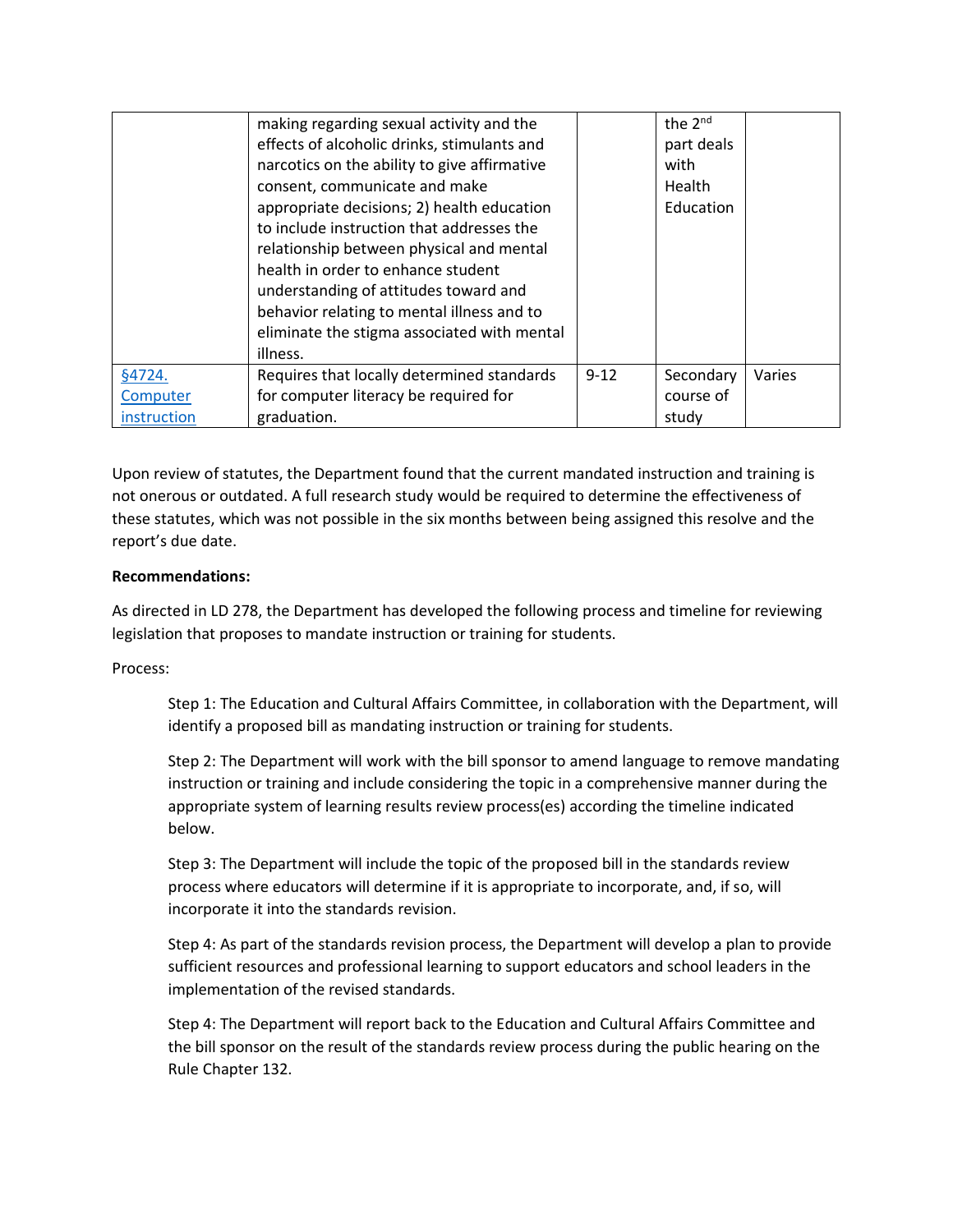| | | | | |
|---|---|---|---|---|
| | making regarding sexual activity and the effects of alcoholic drinks, stimulants and narcotics on the ability to give affirmative consent, communicate and make appropriate decisions; 2) health education to include instruction that addresses the relationship between physical and mental health in order to enhance student understanding of attitudes toward and behavior relating to mental illness and to eliminate the stigma associated with mental illness. | | the 2nd part deals with Health Education | |
| §4724. Computer instruction | Requires that locally determined standards for computer literacy be required for graduation. | 9-12 | Secondary course of study | Varies |

Upon review of statutes, the Department found that the current mandated instruction and training is not onerous or outdated. A full research study would be required to determine the effectiveness of these statutes, which was not possible in the six months between being assigned this resolve and the report's due date.

**Recommendations:**

As directed in LD 278, the Department has developed the following process and timeline for reviewing legislation that proposes to mandate instruction or training for students.

Process:

Step 1: The Education and Cultural Affairs Committee, in collaboration with the Department, will identify a proposed bill as mandating instruction or training for students.

Step 2: The Department will work with the bill sponsor to amend language to remove mandating instruction or training and include considering the topic in a comprehensive manner during the appropriate system of learning results review process(es) according the timeline indicated below.

Step 3: The Department will include the topic of the proposed bill in the standards review process where educators will determine if it is appropriate to incorporate, and, if so, will incorporate it into the standards revision.

Step 4: As part of the standards revision process, the Department will develop a plan to provide sufficient resources and professional learning to support educators and school leaders in the implementation of the revised standards.

Step 4: The Department will report back to the Education and Cultural Affairs Committee and the bill sponsor on the result of the standards review process during the public hearing on the Rule Chapter 132.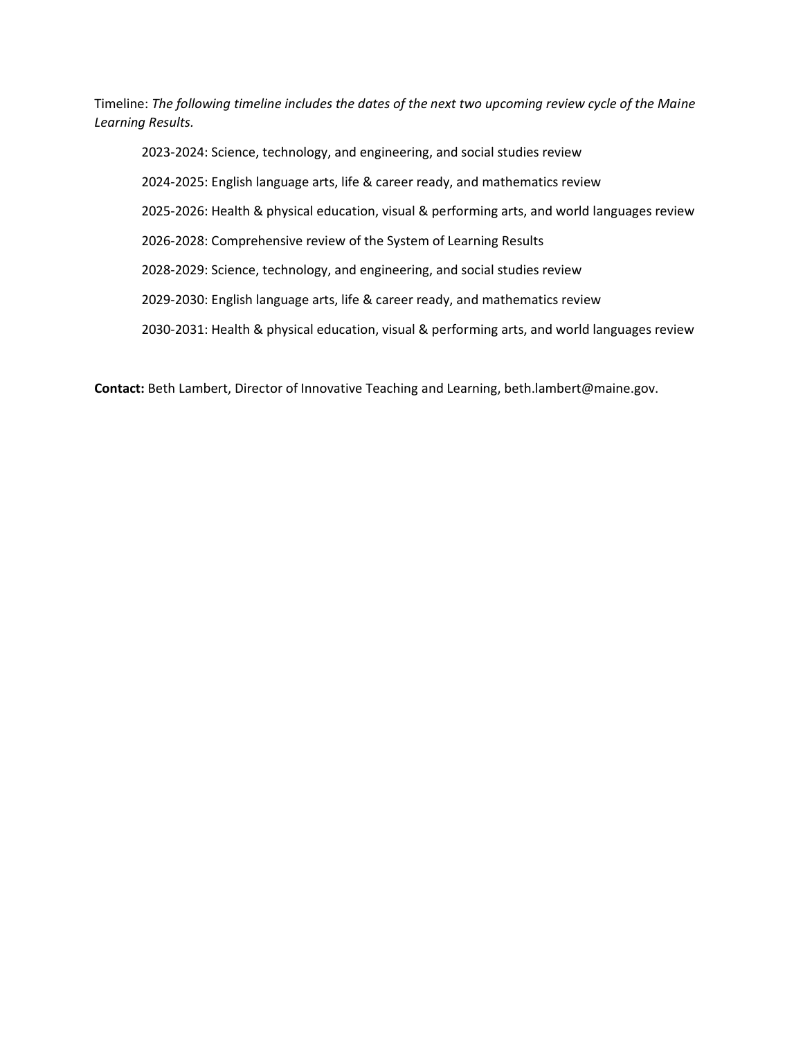Timeline: *The following timeline includes the dates of the next two upcoming review cycle of the Maine Learning Results.*

2023-2024: Science, technology, and engineering, and social studies review

2024-2025: English language arts, life & career ready, and mathematics review

2025-2026: Health & physical education, visual & performing arts, and world languages review

2026-2028: Comprehensive review of the System of Learning Results

2028-2029: Science, technology, and engineering, and social studies review

2029-2030: English language arts, life & career ready, and mathematics review

2030-2031: Health & physical education, visual & performing arts, and world languages review

**Contact:** Beth Lambert, Director of Innovative Teaching and Learning, beth.lambert@maine.gov.